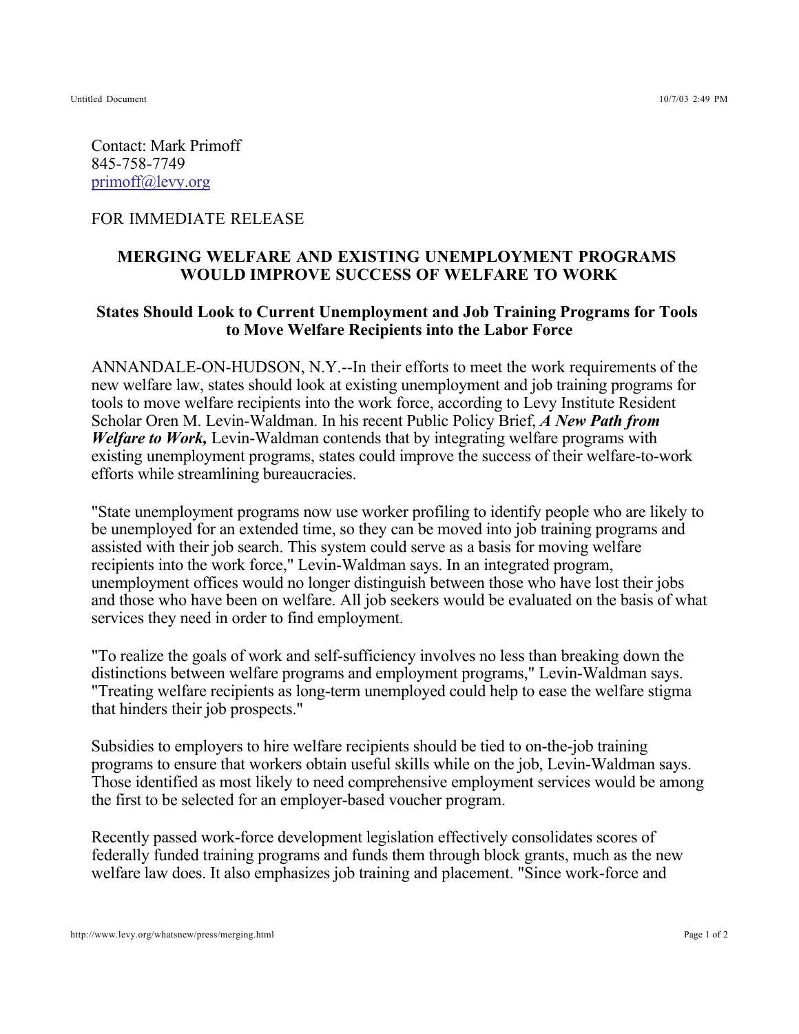Contact: Mark Primoff
845-758-7749
primoff@levy.org

FOR IMMEDIATE RELEASE

## MERGING WELFARE AND EXISTING UNEMPLOYMENT PROGRAMS WOULD IMPROVE SUCCESS OF WELFARE TO WORK

### States Should Look to Current Unemployment and Job Training Programs for Tools to Move Welfare Recipients into the Labor Force

ANNANDALE-ON-HUDSON, N.Y.--In their efforts to meet the work requirements of the new welfare law, states should look at existing unemployment and job training programs for tools to move welfare recipients into the work force, according to Levy Institute Resident Scholar Oren M. Levin-Waldman. In his recent Public Policy Brief, ***A New Path from Welfare to Work,*** Levin-Waldman contends that by integrating welfare programs with existing unemployment programs, states could improve the success of their welfare-to-work efforts while streamlining bureaucracies.

"State unemployment programs now use worker profiling to identify people who are likely to be unemployed for an extended time, so they can be moved into job training programs and assisted with their job search. This system could serve as a basis for moving welfare recipients into the work force," Levin-Waldman says. In an integrated program, unemployment offices would no longer distinguish between those who have lost their jobs and those who have been on welfare. All job seekers would be evaluated on the basis of what services they need in order to find employment.

"To realize the goals of work and self-sufficiency involves no less than breaking down the distinctions between welfare programs and employment programs," Levin-Waldman says. "Treating welfare recipients as long-term unemployed could help to ease the welfare stigma that hinders their job prospects."

Subsidies to employers to hire welfare recipients should be tied to on-the-job training programs to ensure that workers obtain useful skills while on the job, Levin-Waldman says. Those identified as most likely to need comprehensive employment services would be among the first to be selected for an employer-based voucher program.

Recently passed work-force development legislation effectively consolidates scores of federally funded training programs and funds them through block grants, much as the new welfare law does. It also emphasizes job training and placement. "Since work-force and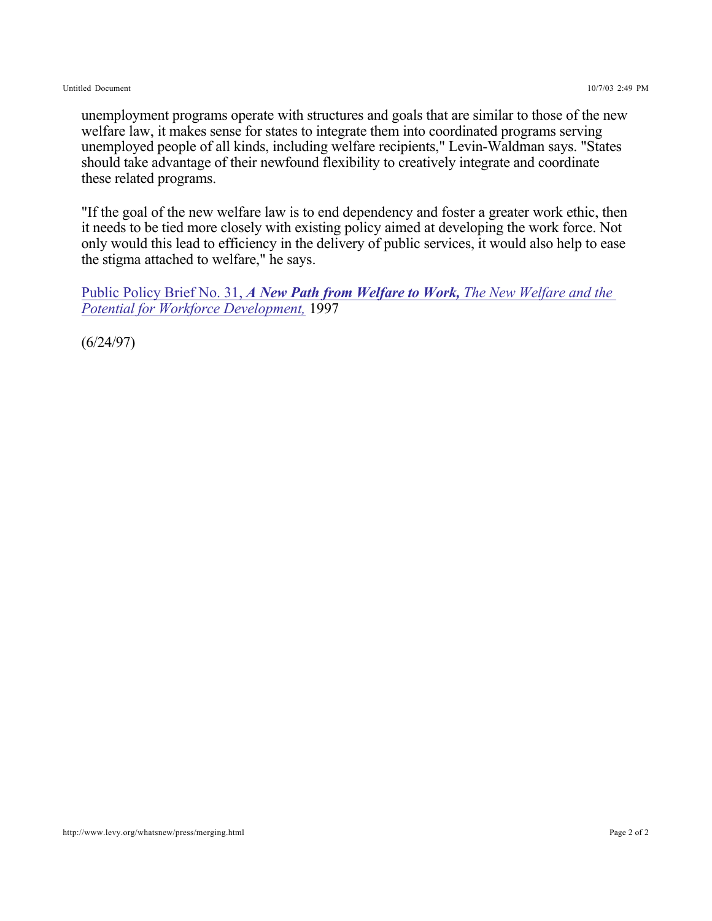unemployment programs operate with structures and goals that are similar to those of the new welfare law, it makes sense for states to integrate them into coordinated programs serving unemployed people of all kinds, including welfare recipients," Levin-Waldman says. "States should take advantage of their newfound flexibility to creatively integrate and coordinate these related programs.

"If the goal of the new welfare law is to end dependency and foster a greater work ethic, then it needs to be tied more closely with existing policy aimed at developing the work force. Not only would this lead to efficiency in the delivery of public services, it would also help to ease the stigma attached to welfare," he says.

Public Policy Brief No. 31, ***A New Path from Welfare to Work,*** *The New Welfare and the Potential for Workforce Development,* 1997

(6/24/97)